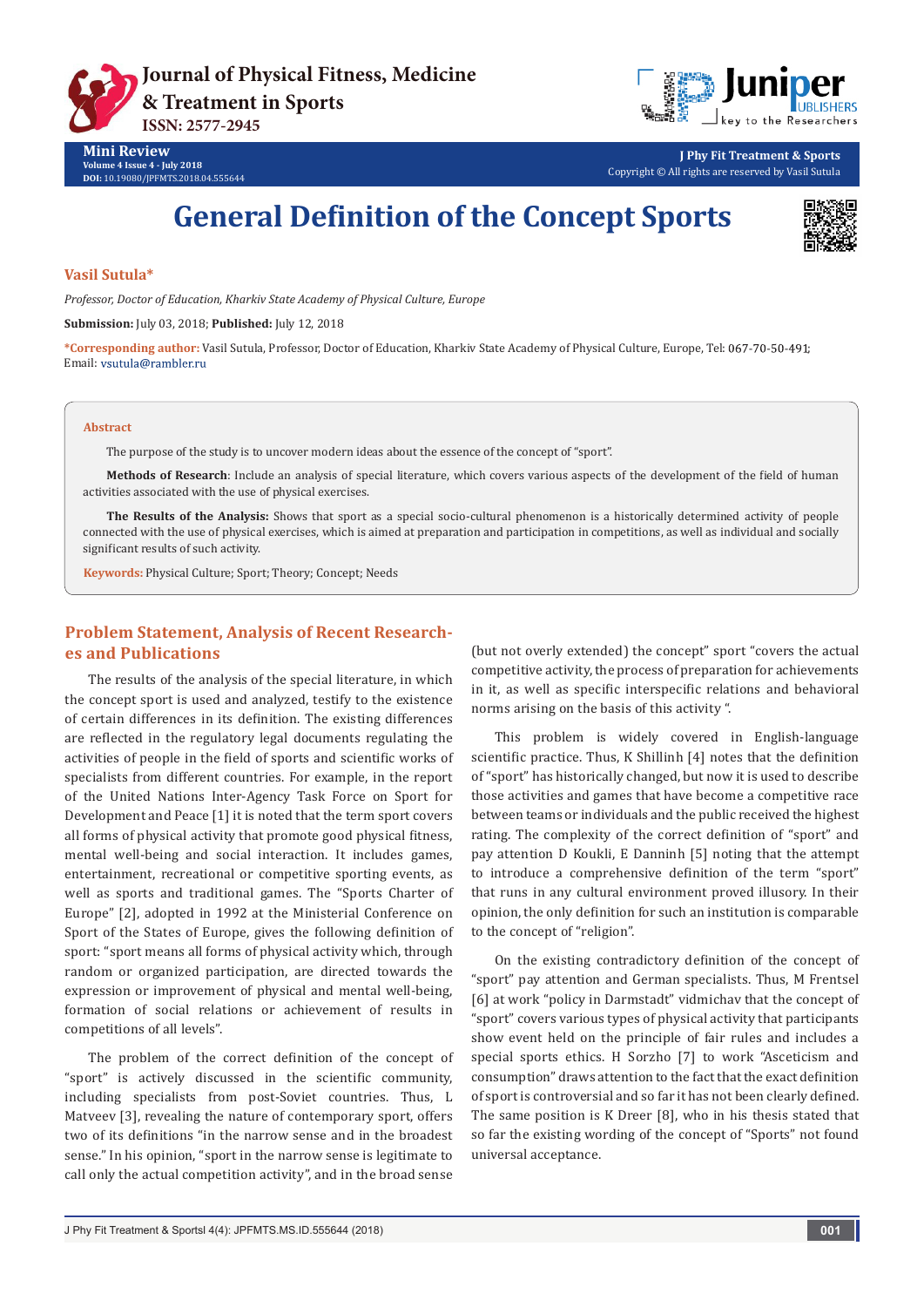Mini Review
Volume 4 Issue 4 - July 2018
DOI: 10.19080/JPFMTS.2018.04.555644

J Phy Fit Treatment & Sports
Copyright © All rights are reserved by Vasil Sutula

# General Definition of the Concept Sports

**Vasil Sutula***

*Professor, Doctor of Education, Kharkiv State Academy of Physical Culture, Europe*

**Submission:** July 03, 2018; **Published:** July 12, 2018

***Corresponding author:** Vasil Sutula, Professor, Doctor of Education, Kharkiv State Academy of Physical Culture, Europe, Tel: 067-70-50-491; Email: vsutula@rambler.ru

## Abstract

The purpose of the study is to uncover modern ideas about the essence of the concept of "sport".

**Methods of Research**: Include an analysis of special literature, which covers various aspects of the development of the field of human activities associated with the use of physical exercises.

**The Results of the Analysis:** Shows that sport as a special socio-cultural phenomenon is a historically determined activity of people connected with the use of physical exercises, which is aimed at preparation and participation in competitions, as well as individual and socially significant results of such activity.

**Keywords:** Physical Culture; Sport; Theory; Concept; Needs

## Problem Statement, Analysis of Recent Researches and Publications

The results of the analysis of the special literature, in which the concept sport is used and analyzed, testify to the existence of certain differences in its definition. The existing differences are reflected in the regulatory legal documents regulating the activities of people in the field of sports and scientific works of specialists from different countries. For example, in the report of the United Nations Inter-Agency Task Force on Sport for Development and Peace [1] it is noted that the term sport covers all forms of physical activity that promote good physical fitness, mental well-being and social interaction. It includes games, entertainment, recreational or competitive sporting events, as well as sports and traditional games. The "Sports Charter of Europe" [2], adopted in 1992 at the Ministerial Conference on Sport of the States of Europe, gives the following definition of sport: "sport means all forms of physical activity which, through random or organized participation, are directed towards the expression or improvement of physical and mental well-being, formation of social relations or achievement of results in competitions of all levels".

The problem of the correct definition of the concept of "sport" is actively discussed in the scientific community, including specialists from post-Soviet countries. Thus, L Matveev [3], revealing the nature of contemporary sport, offers two of its definitions "in the narrow sense and in the broadest sense." In his opinion, "sport in the narrow sense is legitimate to call only the actual competition activity", and in the broad sense (but not overly extended) the concept" sport "covers the actual competitive activity, the process of preparation for achievements in it, as well as specific interspecific relations and behavioral norms arising on the basis of this activity ".

This problem is widely covered in English-language scientific practice. Thus, K Shillinh [4] notes that the definition of "sport" has historically changed, but now it is used to describe those activities and games that have become a competitive race between teams or individuals and the public received the highest rating. The complexity of the correct definition of "sport" and pay attention D Koukli, E Danninh [5] noting that the attempt to introduce a comprehensive definition of the term "sport" that runs in any cultural environment proved illusory. In their opinion, the only definition for such an institution is comparable to the concept of "religion".

On the existing contradictory definition of the concept of "sport" pay attention and German specialists. Thus, M Frentsel [6] at work "policy in Darmstadt" vidmichav that the concept of "sport" covers various types of physical activity that participants show event held on the principle of fair rules and includes a special sports ethics. H Sorzho [7] to work "Asceticism and consumption" draws attention to the fact that the exact definition of sport is controversial and so far it has not been clearly defined. The same position is K Dreer [8], who in his thesis stated that so far the existing wording of the concept of "Sports" not found universal acceptance.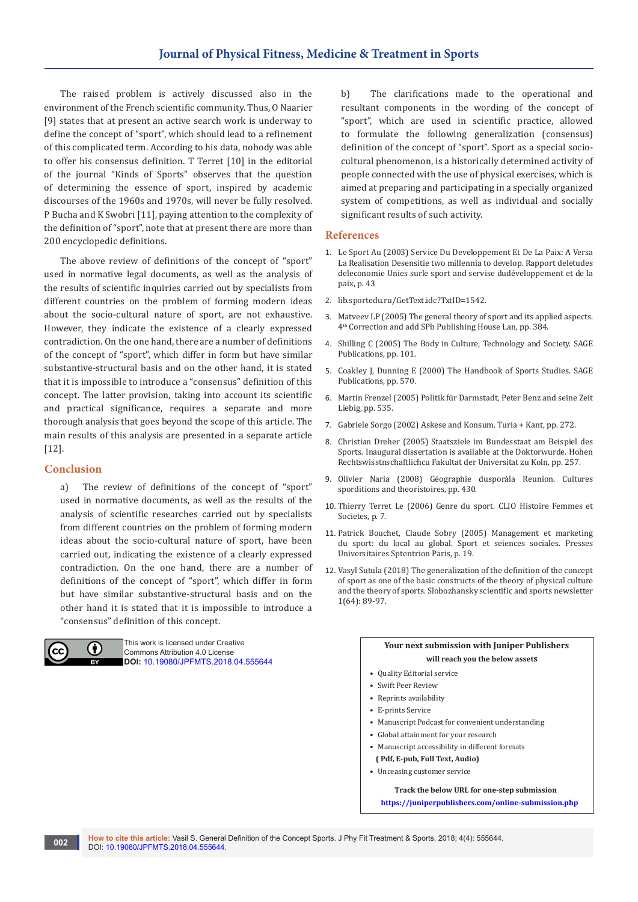The raised problem is actively discussed also in the environment of the French scientific community. Thus, O Naarier [9] states that at present an active search work is underway to define the concept of "sport", which should lead to a refinement of this complicated term. According to his data, nobody was able to offer his consensus definition. T Terret [10] in the editorial of the journal "Kinds of Sports" observes that the question of determining the essence of sport, inspired by academic discourses of the 1960s and 1970s, will never be fully resolved. P Bucha and K Swobri [11], paying attention to the complexity of the definition of "sport", note that at present there are more than 200 encyclopedic definitions.

The above review of definitions of the concept of "sport" used in normative legal documents, as well as the analysis of the results of scientific inquiries carried out by specialists from different countries on the problem of forming modern ideas about the socio-cultural nature of sport, are not exhaustive. However, they indicate the existence of a clearly expressed contradiction. On the one hand, there are a number of definitions of the concept of "sport", which differ in form but have similar substantive-structural basis and on the other hand, it is stated that it is impossible to introduce a "consensus" definition of this concept. The latter provision, taking into account its scientific and practical significance, requires a separate and more thorough analysis that goes beyond the scope of this article. The main results of this analysis are presented in a separate article [12].

## Conclusion

a) The review of definitions of the concept of "sport" used in normative documents, as well as the results of the analysis of scientific researches carried out by specialists from different countries on the problem of forming modern ideas about the socio-cultural nature of sport, have been carried out, indicating the existence of a clearly expressed contradiction. On the one hand, there are a number of definitions of the concept of "sport", which differ in form but have similar substantive-structural basis and on the other hand it is stated that it is impossible to introduce a "consensus" definition of this concept.

b) The clarifications made to the operational and resultant components in the wording of the concept of "sport", which are used in scientific practice, allowed to formulate the following generalization (consensus) definition of the concept of "sport". Sport as a special socio-cultural phenomenon, is a historically determined activity of people connected with the use of physical exercises, which is aimed at preparing and participating in a specially organized system of competitions, as well as individual and socially significant results of such activity.

## References

1. Le Sport Au (2003) Service Du Developpement Et De La Paix: A Versa La Realisation Desensitie two millennia to develop. Rapport deletudes deleconomie Unies surle sport and servise dudéveloppement et de la paix, p. 43
2. lib.sportedu.ru/GetText.idc?TxtID=1542.
3. Matveev LP (2005) The general theory of sport and its applied aspects. 4th Correction and add SPb Publishing House Lan, pp. 384.
4. Shilling C (2005) The Body in Culture, Technology and Society. SAGE Publications, pp. 101.
5. Coakley J, Dunning E (2000) The Handbook of Sports Studies. SAGE Publications, pp. 570.
6. Martin Frenzel (2005) Politik für Darmstadt, Peter Benz and seine Zeit Liebig, pp. 535.
7. Gabriele Sorgo (2002) Askese and Konsum. Turia + Kant, pp. 272.
8. Christian Dreher (2005) Staatsziele im Bundesstaat am Beispiel des Sports. Inaugural dissertation is available at the Doktorwurde. Hohen Rechtswisstnschaftlichcu Fakultat der Universitat zu Koln, pp. 257.
9. Olivier Naria (2008) Géographie dusporàla Reunion. Cultures sporditions and theoristoires, pp. 430.
10. Thierry Terret Le (2006) Genre du sport. CLIO Histoire Femmes et Societes, p. 7.
11. Patrick Bouchet, Claude Sobry (2005) Management et marketing du sport: du local au global. Sport et seiences sociales. Presses Universitaires Sptentrion Paris, p. 19.
12. Vasyl Sutula (2018) The generalization of the definition of the concept of sport as one of the basic constructs of the theory of physical culture and the theory of sports. Slobozhansky scientific and sports newsletter 1(64): 89-97.

This work is licensed under Creative Commons Attribution 4.0 License
**DOI:** 10.19080/JPFMTS.2018.04.555644

**Your next submission with Juniper Publishers will reach you the below assets**

- Quality Editorial service
- Swift Peer Review
- Reprints availability
- E-prints Service
- Manuscript Podcast for convenient understanding
- Global attainment for your research
- Manuscript accessibility in different formats **( Pdf, E-pub, Full Text, Audio)**
- Unceasing customer service

**Track the below URL for one-step submission**
**https://juniperpublishers.com/online-submission.php**

**How to cite this article:** Vasil S. General Definition of the Concept Sports. J Phy Fit Treatment & Sports. 2018; 4(4): 555644. DOI: 10.19080/JPFMTS.2018.04.555644.